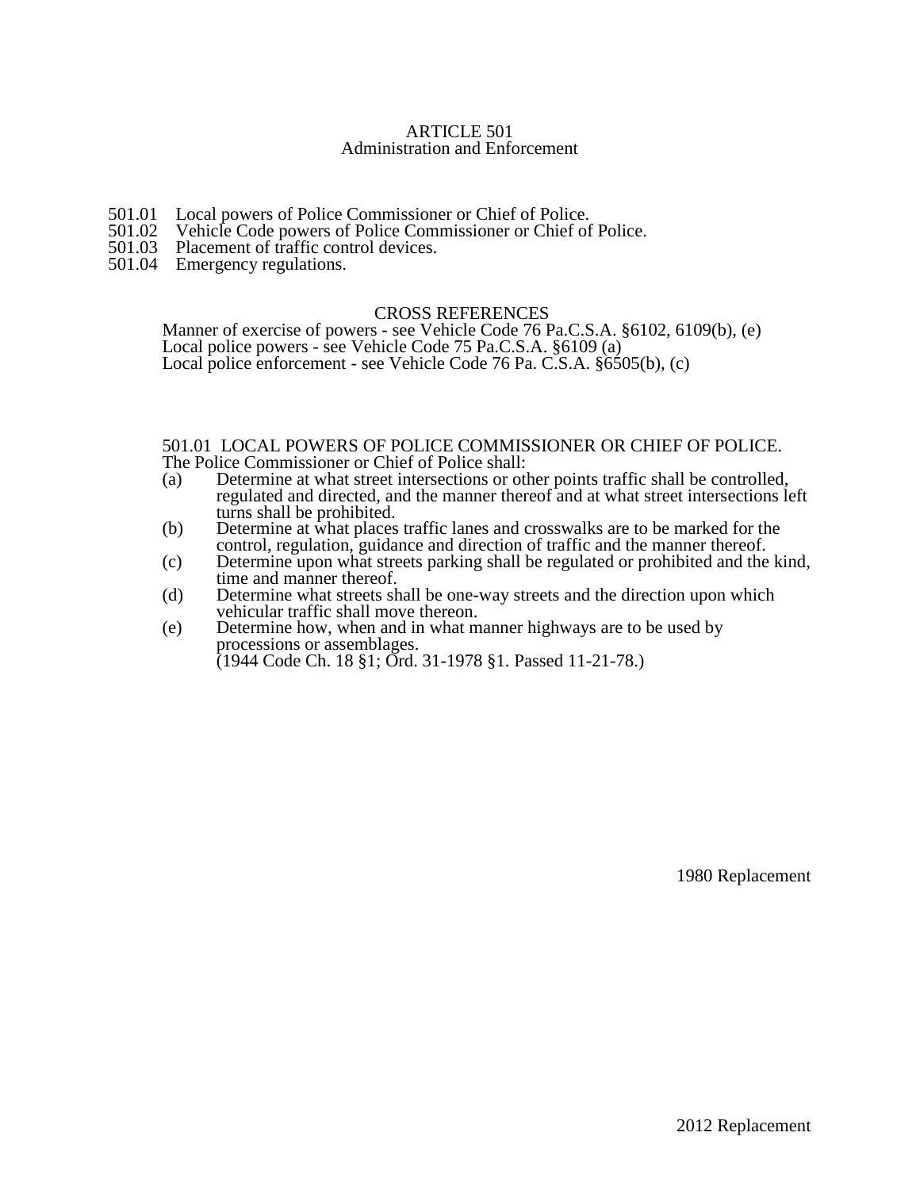# ARTICLE 501
## Administration and Enforcement

501.01 Local powers of Police Commissioner or Chief of Police.
501.02 Vehicle Code powers of Police Commissioner or Chief of Police.
501.03 Placement of traffic control devices.
501.04 Emergency regulations.

CROSS REFERENCES

Manner of exercise of powers - see Vehicle Code 76 Pa.C.S.A. §6102, 6109(b), (e)
Local police powers - see Vehicle Code 75 Pa.C.S.A. §6109 (a)
Local police enforcement - see Vehicle Code 76 Pa. C.S.A. §6505(b), (c)

### 501.01 LOCAL POWERS OF POLICE COMMISSIONER OR CHIEF OF POLICE.

The Police Commissioner or Chief of Police shall:

(a) Determine at what street intersections or other points traffic shall be controlled, regulated and directed, and the manner thereof and at what street intersections left turns shall be prohibited.

(b) Determine at what places traffic lanes and crosswalks are to be marked for the control, regulation, guidance and direction of traffic and the manner thereof.

(c) Determine upon what streets parking shall be regulated or prohibited and the kind, time and manner thereof.

(d) Determine what streets shall be one-way streets and the direction upon which vehicular traffic shall move thereon.

(e) Determine how, when and in what manner highways are to be used by processions or assemblages.

(1944 Code Ch. 18 §1; Ord. 31-1978 §1. Passed 11-21-78.)

1980 Replacement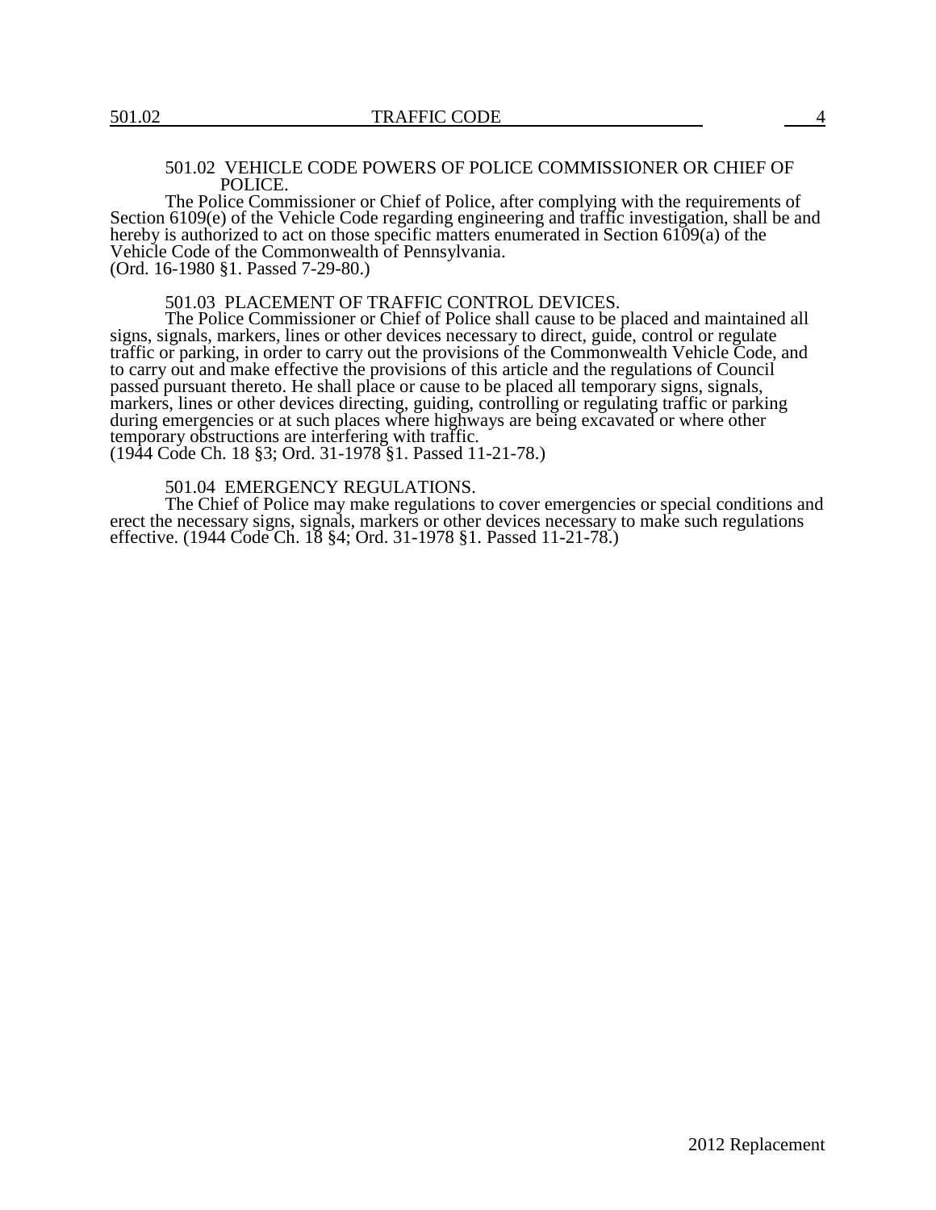501.02 VEHICLE CODE POWERS OF POLICE COMMISSIONER OR CHIEF OF POLICE.

The Police Commissioner or Chief of Police, after complying with the requirements of Section 6109(e) of the Vehicle Code regarding engineering and traffic investigation, shall be and hereby is authorized to act on those specific matters enumerated in Section 6109(a) of the Vehicle Code of the Commonwealth of Pennsylvania.
(Ord. 16-1980 §1. Passed 7-29-80.)

501.03 PLACEMENT OF TRAFFIC CONTROL DEVICES.

The Police Commissioner or Chief of Police shall cause to be placed and maintained all signs, signals, markers, lines or other devices necessary to direct, guide, control or regulate traffic or parking, in order to carry out the provisions of the Commonwealth Vehicle Code, and to carry out and make effective the provisions of this article and the regulations of Council passed pursuant thereto. He shall place or cause to be placed all temporary signs, signals, markers, lines or other devices directing, guiding, controlling or regulating traffic or parking during emergencies or at such places where highways are being excavated or where other temporary obstructions are interfering with traffic.
(1944 Code Ch. 18 §3; Ord. 31-1978 §1. Passed 11-21-78.)

501.04 EMERGENCY REGULATIONS.

The Chief of Police may make regulations to cover emergencies or special conditions and erect the necessary signs, signals, markers or other devices necessary to make such regulations effective. (1944 Code Ch. 18 §4; Ord. 31-1978 §1. Passed 11-21-78.)